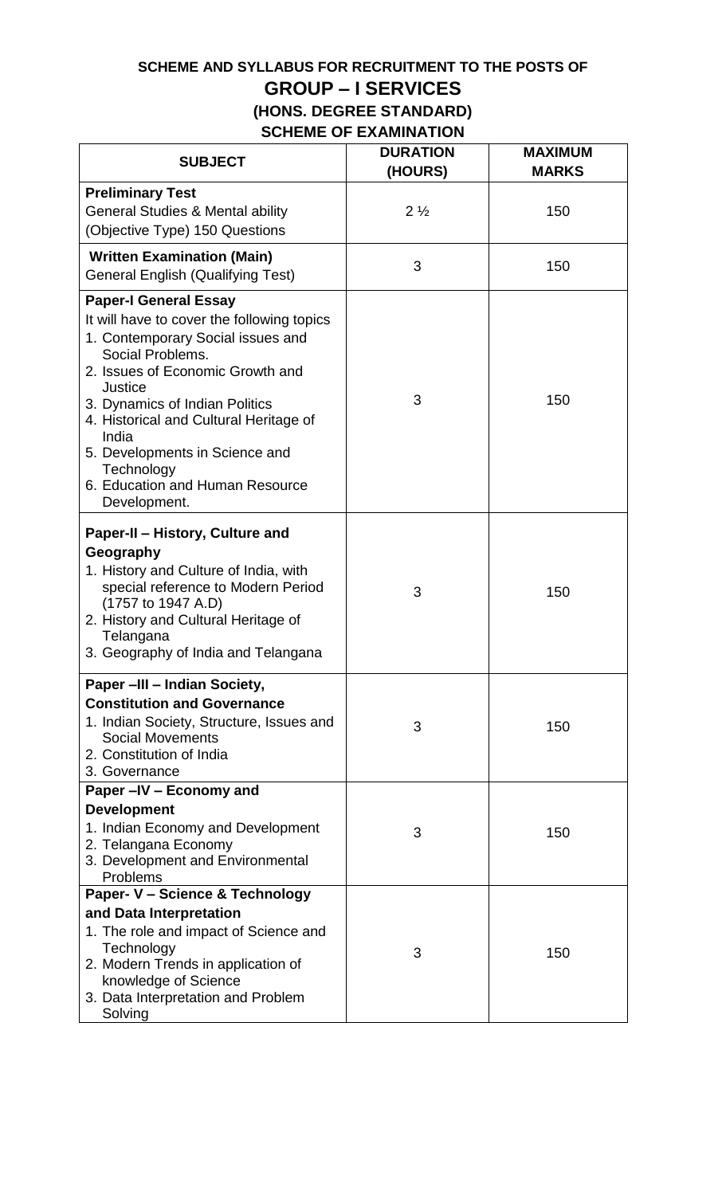**SCHEME AND SYLLABUS FOR RECRUITMENT TO THE POSTS OF**

# GROUP – I SERVICES

## (HONS. DEGREE STANDARD)

## SCHEME OF EXAMINATION

| SUBJECT | DURATION (HOURS) | MAXIMUM MARKS |
|---|---|---|
| **Preliminary Test**<br>General Studies & Mental ability<br>(Objective Type) 150 Questions | 2 ½ | 150 |
| **Written Examination (Main)**<br>General English (Qualifying Test) | 3 | 150 |
| **Paper-I General Essay**<br>It will have to cover the following topics<br>1. Contemporary Social issues and Social Problems.<br>2. Issues of Economic Growth and Justice<br>3. Dynamics of Indian Politics<br>4. Historical and Cultural Heritage of India<br>5. Developments in Science and Technology<br>6. Education and Human Resource Development. | 3 | 150 |
| **Paper-II – History, Culture and Geography**<br>1. History and Culture of India, with special reference to Modern Period (1757 to 1947 A.D)<br>2. History and Cultural Heritage of Telangana<br>3. Geography of India and Telangana | 3 | 150 |
| **Paper –III – Indian Society, Constitution and Governance**<br>1. Indian Society, Structure, Issues and Social Movements<br>2. Constitution of India<br>3. Governance | 3 | 150 |
| **Paper –IV – Economy and Development**<br>1. Indian Economy and Development<br>2. Telangana Economy<br>3. Development and Environmental Problems | 3 | 150 |
| **Paper- V – Science & Technology and Data Interpretation**<br>1. The role and impact of Science and Technology<br>2. Modern Trends in application of knowledge of Science<br>3. Data Interpretation and Problem Solving | 3 | 150 |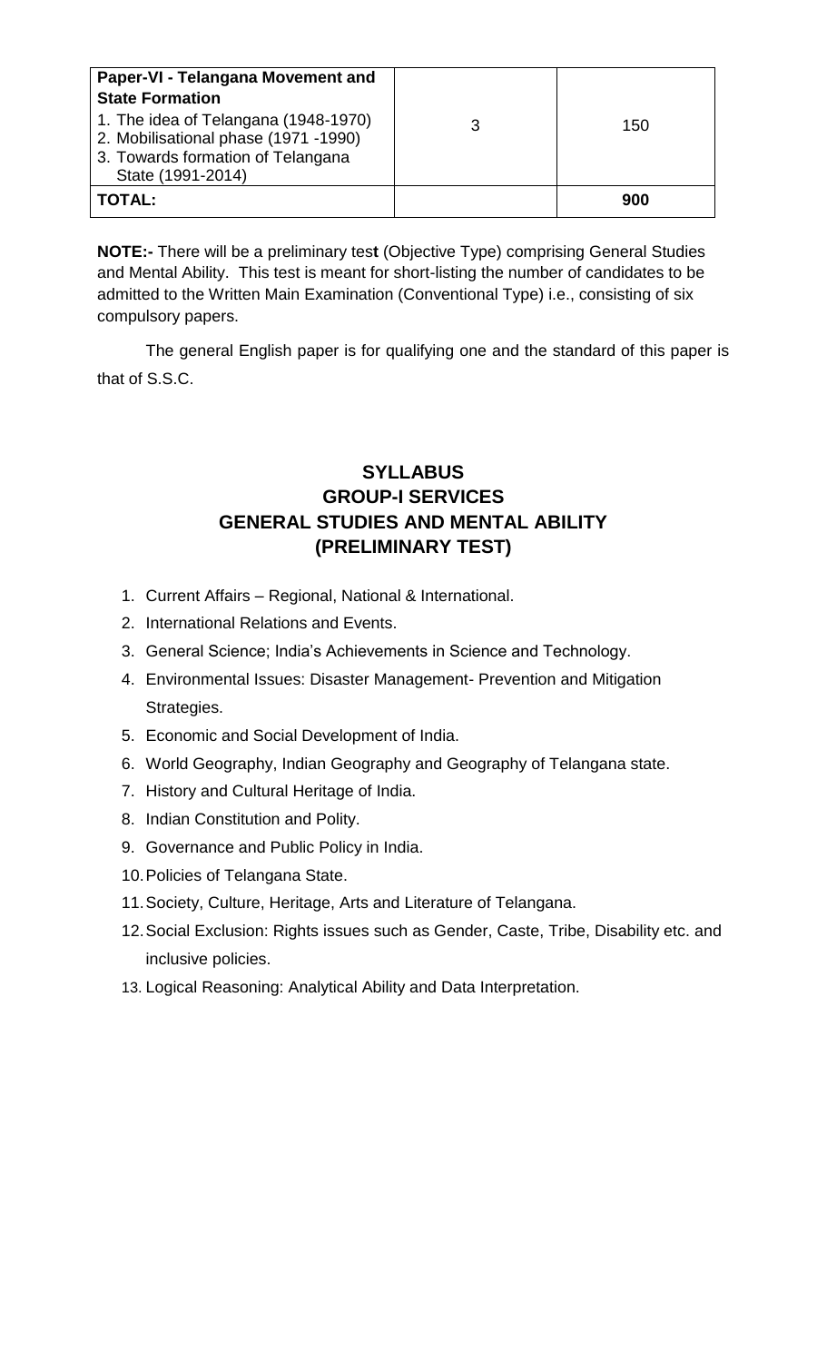| **Paper-VI - Telangana Movement and State Formation**<br>1. The idea of Telangana (1948-1970)<br>2. Mobilisational phase (1971 -1990)<br>3. Towards formation of Telangana State (1991-2014) | 3 | 150 |
|---|---|---|
| **TOTAL:** | | **900** |

**NOTE:-** There will be a preliminary test (Objective Type) comprising General Studies and Mental Ability. This test is meant for short-listing the number of candidates to be admitted to the Written Main Examination (Conventional Type) i.e., consisting of six compulsory papers.

The general English paper is for qualifying one and the standard of this paper is that of S.S.C.

## SYLLABUS
## GROUP-I SERVICES
## GENERAL STUDIES AND MENTAL ABILITY
## (PRELIMINARY TEST)

1. Current Affairs – Regional, National & International.
2. International Relations and Events.
3. General Science; India's Achievements in Science and Technology.
4. Environmental Issues: Disaster Management- Prevention and Mitigation Strategies.
5. Economic and Social Development of India.
6. World Geography, Indian Geography and Geography of Telangana state.
7. History and Cultural Heritage of India.
8. Indian Constitution and Polity.
9. Governance and Public Policy in India.
10. Policies of Telangana State.
11. Society, Culture, Heritage, Arts and Literature of Telangana.
12. Social Exclusion: Rights issues such as Gender, Caste, Tribe, Disability etc. and inclusive policies.
13. Logical Reasoning: Analytical Ability and Data Interpretation.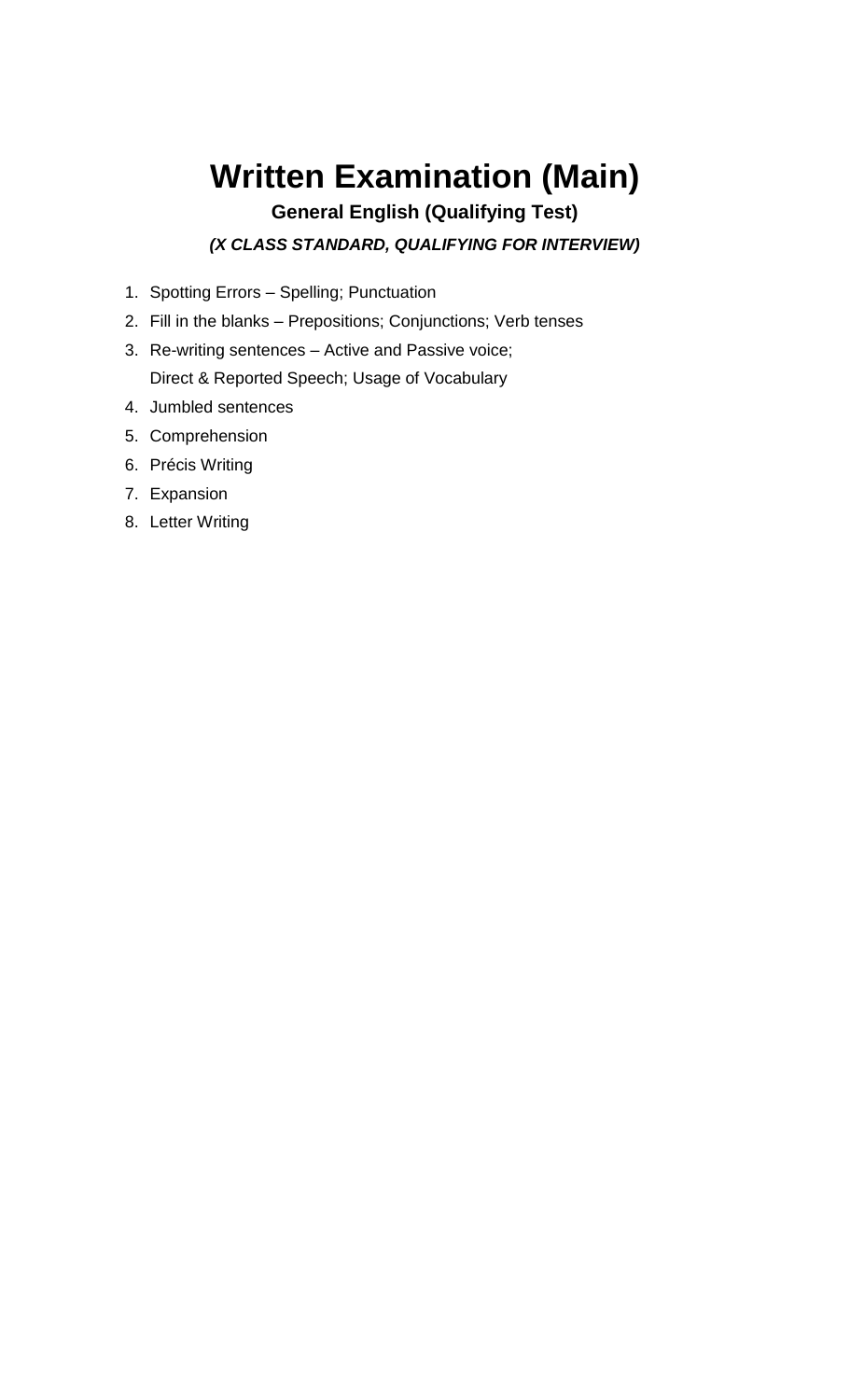# Written Examination (Main)

### General English (Qualifying Test)

***(X CLASS STANDARD, QUALIFYING FOR INTERVIEW)***

1. Spotting Errors – Spelling; Punctuation
2. Fill in the blanks – Prepositions; Conjunctions; Verb tenses
3. Re-writing sentences – Active and Passive voice;
   Direct & Reported Speech; Usage of Vocabulary
4. Jumbled sentences
5. Comprehension
6. Précis Writing
7. Expansion
8. Letter Writing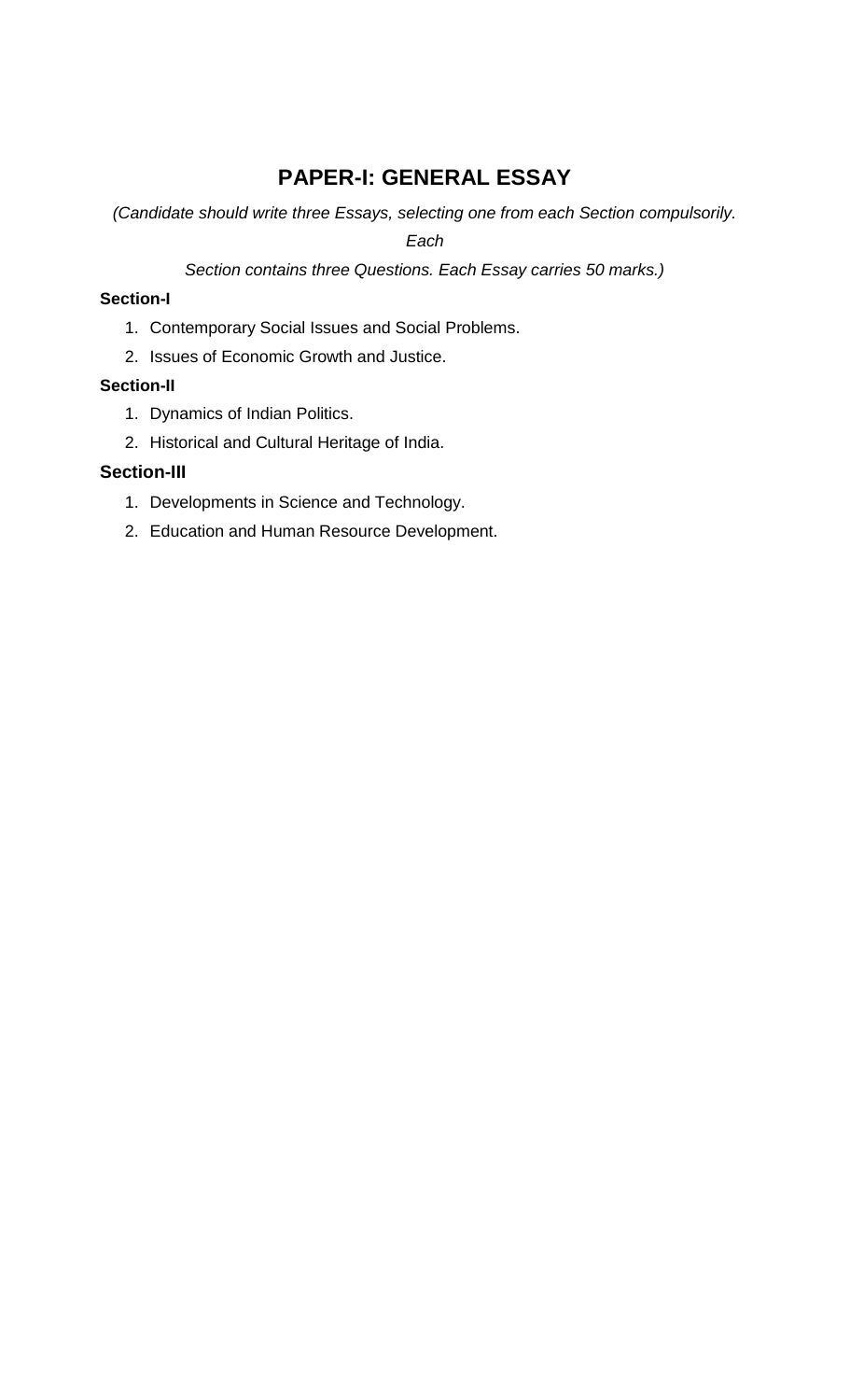## PAPER-I: GENERAL ESSAY

*(Candidate should write three Essays, selecting one from each Section compulsorily. Each Section contains three Questions. Each Essay carries 50 marks.)*

**Section-I**

1. Contemporary Social Issues and Social Problems.
2. Issues of Economic Growth and Justice.

**Section-II**

1. Dynamics of Indian Politics.
2. Historical and Cultural Heritage of India.

**Section-III**

1. Developments in Science and Technology.
2. Education and Human Resource Development.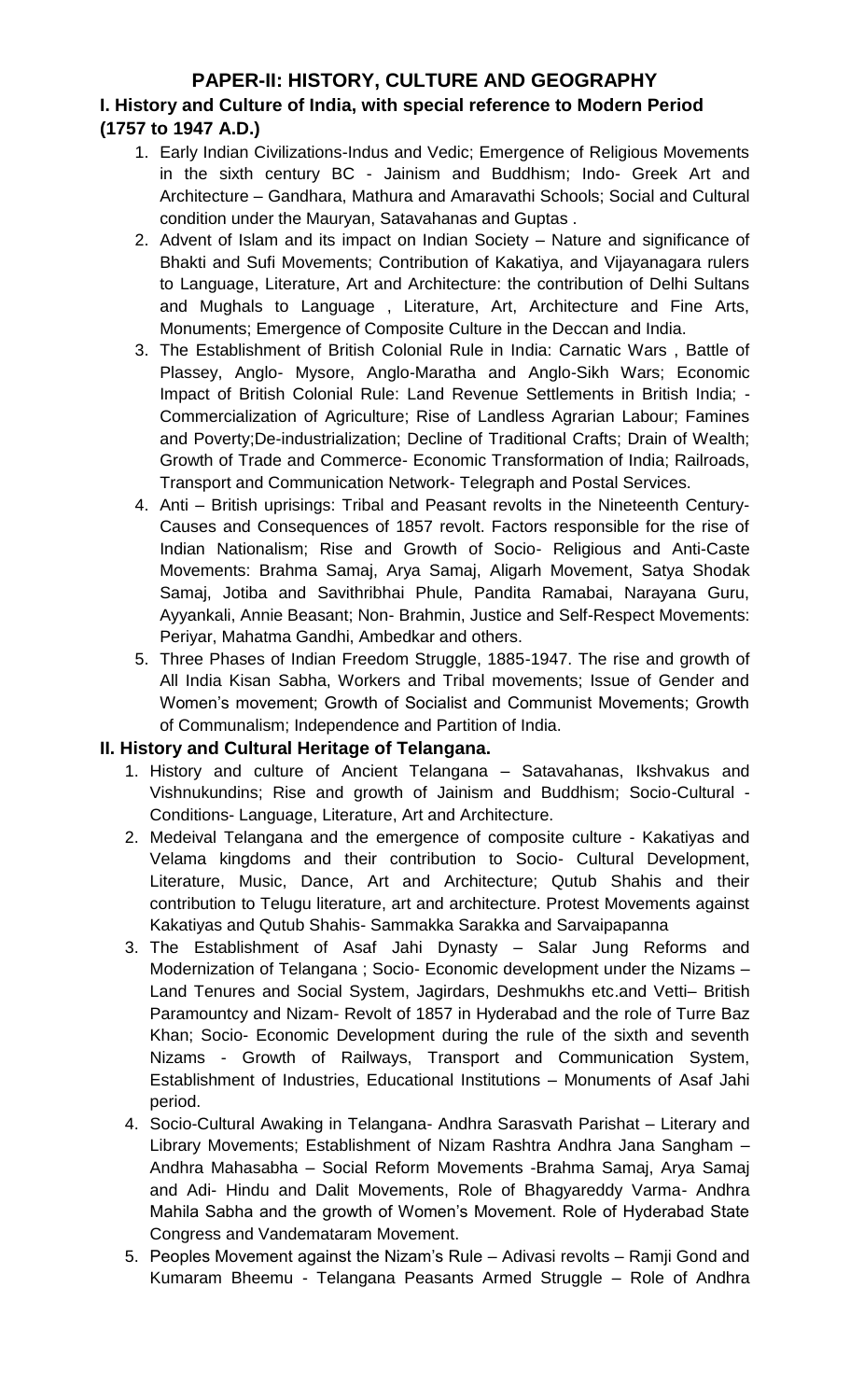## PAPER-II: HISTORY, CULTURE AND GEOGRAPHY

### I. History and Culture of India, with special reference to Modern Period (1757 to 1947 A.D.)

1. Early Indian Civilizations-Indus and Vedic; Emergence of Religious Movements in the sixth century BC - Jainism and Buddhism; Indo- Greek Art and Architecture – Gandhara, Mathura and Amaravathi Schools; Social and Cultural condition under the Mauryan, Satavahanas and Guptas .
2. Advent of Islam and its impact on Indian Society – Nature and significance of Bhakti and Sufi Movements; Contribution of Kakatiya, and Vijayanagara rulers to Language, Literature, Art and Architecture: the contribution of Delhi Sultans and Mughals to Language , Literature, Art, Architecture and Fine Arts, Monuments; Emergence of Composite Culture in the Deccan and India.
3. The Establishment of British Colonial Rule in India: Carnatic Wars , Battle of Plassey, Anglo- Mysore, Anglo-Maratha and Anglo-Sikh Wars; Economic Impact of British Colonial Rule: Land Revenue Settlements in British India; - Commercialization of Agriculture; Rise of Landless Agrarian Labour; Famines and Poverty;De-industrialization; Decline of Traditional Crafts; Drain of Wealth; Growth of Trade and Commerce- Economic Transformation of India; Railroads, Transport and Communication Network- Telegraph and Postal Services.
4. Anti – British uprisings: Tribal and Peasant revolts in the Nineteenth Century- Causes and Consequences of 1857 revolt. Factors responsible for the rise of Indian Nationalism; Rise and Growth of Socio- Religious and Anti-Caste Movements: Brahma Samaj, Arya Samaj, Aligarh Movement, Satya Shodak Samaj, Jotiba and Savithribhai Phule, Pandita Ramabai, Narayana Guru, Ayyankali, Annie Beasant; Non- Brahmin, Justice and Self-Respect Movements: Periyar, Mahatma Gandhi, Ambedkar and others.
5. Three Phases of Indian Freedom Struggle, 1885-1947. The rise and growth of All India Kisan Sabha, Workers and Tribal movements; Issue of Gender and Women's movement; Growth of Socialist and Communist Movements; Growth of Communalism; Independence and Partition of India.

### II. History and Cultural Heritage of Telangana.

1. History and culture of Ancient Telangana – Satavahanas, Ikshvakus and Vishnukundins; Rise and growth of Jainism and Buddhism; Socio-Cultural - Conditions- Language, Literature, Art and Architecture.
2. Medeival Telangana and the emergence of composite culture - Kakatiyas and Velama kingdoms and their contribution to Socio- Cultural Development, Literature, Music, Dance, Art and Architecture; Qutub Shahis and their contribution to Telugu literature, art and architecture. Protest Movements against Kakatiyas and Qutub Shahis- Sammakka Sarakka and Sarvaipapanna
3. The Establishment of Asaf Jahi Dynasty – Salar Jung Reforms and Modernization of Telangana ; Socio- Economic development under the Nizams – Land Tenures and Social System, Jagirdars, Deshmukhs etc.and Vetti– British Paramountcy and Nizam- Revolt of 1857 in Hyderabad and the role of Turre Baz Khan; Socio- Economic Development during the rule of the sixth and seventh Nizams - Growth of Railways, Transport and Communication System, Establishment of Industries, Educational Institutions – Monuments of Asaf Jahi period.
4. Socio-Cultural Awaking in Telangana- Andhra Sarasvath Parishat – Literary and Library Movements; Establishment of Nizam Rashtra Andhra Jana Sangham – Andhra Mahasabha – Social Reform Movements -Brahma Samaj, Arya Samaj and Adi- Hindu and Dalit Movements, Role of Bhagyareddy Varma- Andhra Mahila Sabha and the growth of Women's Movement. Role of Hyderabad State Congress and Vandemataram Movement.
5. Peoples Movement against the Nizam's Rule – Adivasi revolts – Ramji Gond and Kumaram Bheemu - Telangana Peasants Armed Struggle – Role of Andhra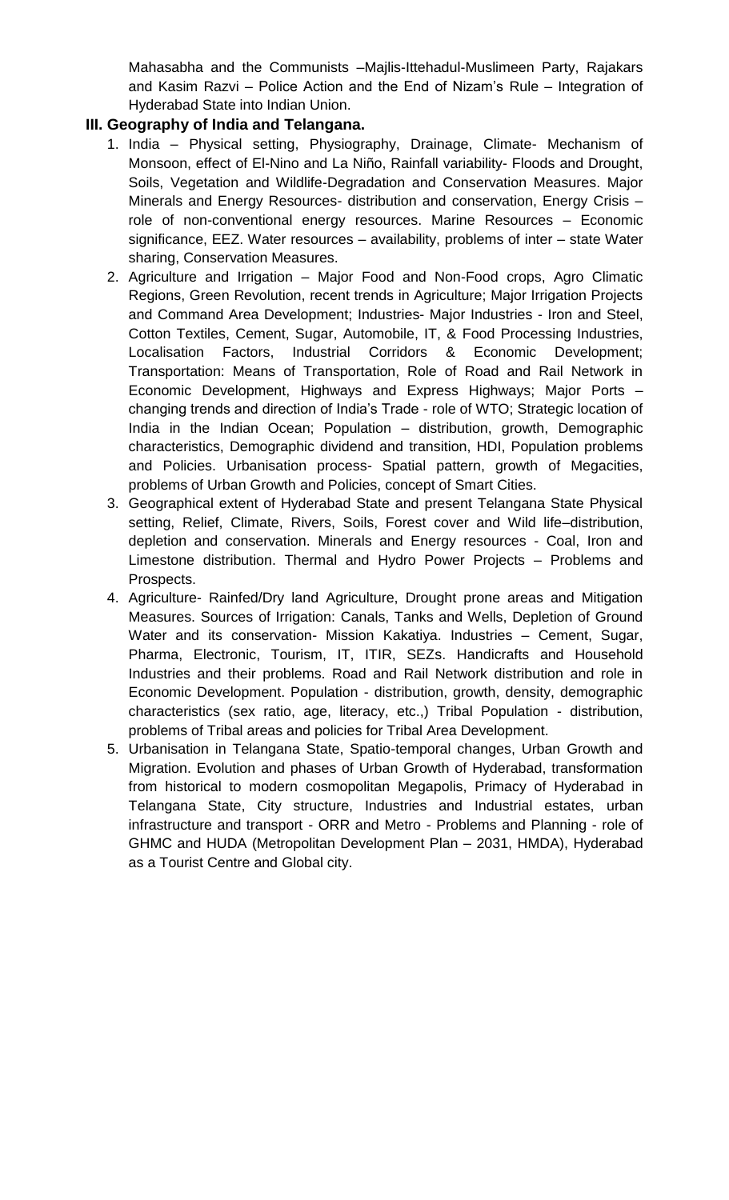Mahasabha and the Communists –Majlis-Ittehadul-Muslimeen Party, Rajakars and Kasim Razvi – Police Action and the End of Nizam's Rule – Integration of Hyderabad State into Indian Union.

### III. Geography of India and Telangana.

1. India – Physical setting, Physiography, Drainage, Climate- Mechanism of Monsoon, effect of El-Nino and La Niño, Rainfall variability- Floods and Drought, Soils, Vegetation and Wildlife-Degradation and Conservation Measures. Major Minerals and Energy Resources- distribution and conservation, Energy Crisis – role of non-conventional energy resources. Marine Resources – Economic significance, EEZ. Water resources – availability, problems of inter – state Water sharing, Conservation Measures.
2. Agriculture and Irrigation – Major Food and Non-Food crops, Agro Climatic Regions, Green Revolution, recent trends in Agriculture; Major Irrigation Projects and Command Area Development; Industries- Major Industries - Iron and Steel, Cotton Textiles, Cement, Sugar, Automobile, IT, & Food Processing Industries, Localisation Factors, Industrial Corridors & Economic Development; Transportation: Means of Transportation, Role of Road and Rail Network in Economic Development, Highways and Express Highways; Major Ports – changing trends and direction of India's Trade - role of WTO; Strategic location of India in the Indian Ocean; Population – distribution, growth, Demographic characteristics, Demographic dividend and transition, HDI, Population problems and Policies. Urbanisation process- Spatial pattern, growth of Megacities, problems of Urban Growth and Policies, concept of Smart Cities.
3. Geographical extent of Hyderabad State and present Telangana State Physical setting, Relief, Climate, Rivers, Soils, Forest cover and Wild life–distribution, depletion and conservation. Minerals and Energy resources - Coal, Iron and Limestone distribution. Thermal and Hydro Power Projects – Problems and Prospects.
4. Agriculture- Rainfed/Dry land Agriculture, Drought prone areas and Mitigation Measures. Sources of Irrigation: Canals, Tanks and Wells, Depletion of Ground Water and its conservation- Mission Kakatiya. Industries – Cement, Sugar, Pharma, Electronic, Tourism, IT, ITIR, SEZs. Handicrafts and Household Industries and their problems. Road and Rail Network distribution and role in Economic Development. Population - distribution, growth, density, demographic characteristics (sex ratio, age, literacy, etc.,) Tribal Population - distribution, problems of Tribal areas and policies for Tribal Area Development.
5. Urbanisation in Telangana State, Spatio-temporal changes, Urban Growth and Migration. Evolution and phases of Urban Growth of Hyderabad, transformation from historical to modern cosmopolitan Megapolis, Primacy of Hyderabad in Telangana State, City structure, Industries and Industrial estates, urban infrastructure and transport - ORR and Metro - Problems and Planning - role of GHMC and HUDA (Metropolitan Development Plan – 2031, HMDA), Hyderabad as a Tourist Centre and Global city.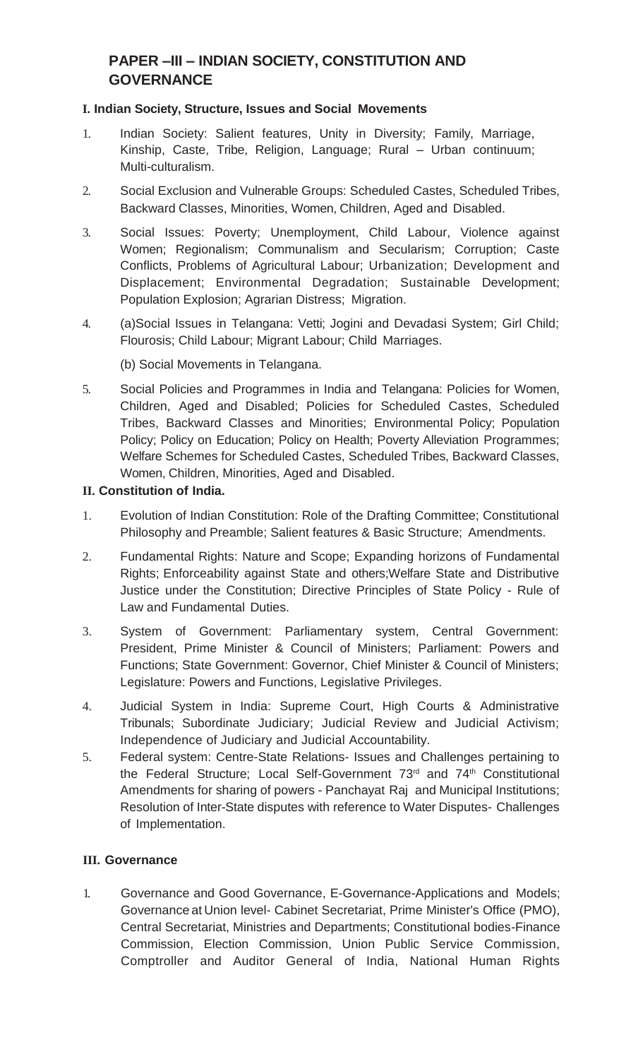## PAPER –III – INDIAN SOCIETY, CONSTITUTION AND GOVERNANCE

### I. Indian Society, Structure, Issues and Social Movements

1. Indian Society: Salient features, Unity in Diversity; Family, Marriage, Kinship, Caste, Tribe, Religion, Language; Rural – Urban continuum; Multi-culturalism.
2. Social Exclusion and Vulnerable Groups: Scheduled Castes, Scheduled Tribes, Backward Classes, Minorities, Women, Children, Aged and Disabled.
3. Social Issues: Poverty; Unemployment, Child Labour, Violence against Women; Regionalism; Communalism and Secularism; Corruption; Caste Conflicts, Problems of Agricultural Labour; Urbanization; Development and Displacement; Environmental Degradation; Sustainable Development; Population Explosion; Agrarian Distress; Migration.
4. (a)Social Issues in Telangana: Vetti; Jogini and Devadasi System; Girl Child; Flourosis; Child Labour; Migrant Labour; Child Marriages.

   (b) Social Movements in Telangana.
5. Social Policies and Programmes in India and Telangana: Policies for Women, Children, Aged and Disabled; Policies for Scheduled Castes, Scheduled Tribes, Backward Classes and Minorities; Environmental Policy; Population Policy; Policy on Education; Policy on Health; Poverty Alleviation Programmes; Welfare Schemes for Scheduled Castes, Scheduled Tribes, Backward Classes, Women, Children, Minorities, Aged and Disabled.

### II. Constitution of India.

1. Evolution of Indian Constitution: Role of the Drafting Committee; Constitutional Philosophy and Preamble; Salient features & Basic Structure; Amendments.
2. Fundamental Rights: Nature and Scope; Expanding horizons of Fundamental Rights; Enforceability against State and others;Welfare State and Distributive Justice under the Constitution; Directive Principles of State Policy - Rule of Law and Fundamental Duties.
3. System of Government: Parliamentary system, Central Government: President, Prime Minister & Council of Ministers; Parliament: Powers and Functions; State Government: Governor, Chief Minister & Council of Ministers; Legislature: Powers and Functions, Legislative Privileges.
4. Judicial System in India: Supreme Court, High Courts & Administrative Tribunals; Subordinate Judiciary; Judicial Review and Judicial Activism; Independence of Judiciary and Judicial Accountability.
5. Federal system: Centre-State Relations- Issues and Challenges pertaining to the Federal Structure; Local Self-Government 73rd and 74th Constitutional Amendments for sharing of powers - Panchayat Raj and Municipal Institutions; Resolution of Inter-State disputes with reference to Water Disputes- Challenges of Implementation.

### III. Governance

1. Governance and Good Governance, E-Governance-Applications and Models; Governance at Union level- Cabinet Secretariat, Prime Minister's Office (PMO), Central Secretariat, Ministries and Departments; Constitutional bodies-Finance Commission, Election Commission, Union Public Service Commission, Comptroller and Auditor General of India, National Human Rights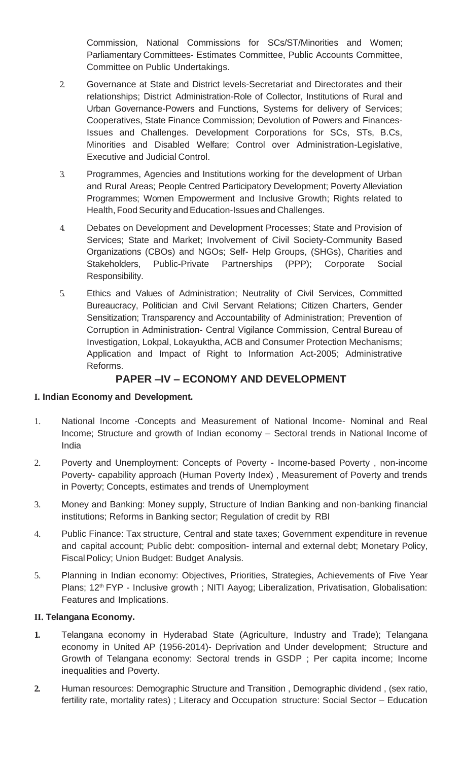Commission, National Commissions for SCs/ST/Minorities and Women; Parliamentary Committees- Estimates Committee, Public Accounts Committee, Committee on Public Undertakings.

2. Governance at State and District levels-Secretariat and Directorates and their relationships; District Administration-Role of Collector, Institutions of Rural and Urban Governance-Powers and Functions, Systems for delivery of Services; Cooperatives, State Finance Commission; Devolution of Powers and Finances-Issues and Challenges. Development Corporations for SCs, STs, B.Cs, Minorities and Disabled Welfare; Control over Administration-Legislative, Executive and Judicial Control.

3. Programmes, Agencies and Institutions working for the development of Urban and Rural Areas; People Centred Participatory Development; Poverty Alleviation Programmes; Women Empowerment and Inclusive Growth; Rights related to Health, Food Security and Education-Issues and Challenges.

4. Debates on Development and Development Processes; State and Provision of Services; State and Market; Involvement of Civil Society-Community Based Organizations (CBOs) and NGOs; Self- Help Groups, (SHGs), Charities and Stakeholders, Public-Private Partnerships (PPP); Corporate Social Responsibility.

5. Ethics and Values of Administration; Neutrality of Civil Services, Committed Bureaucracy, Politician and Civil Servant Relations; Citizen Charters, Gender Sensitization; Transparency and Accountability of Administration; Prevention of Corruption in Administration- Central Vigilance Commission, Central Bureau of Investigation, Lokpal, Lokayuktha, ACB and Consumer Protection Mechanisms; Application and Impact of Right to Information Act-2005; Administrative Reforms.

## PAPER –IV – ECONOMY AND DEVELOPMENT

**I. Indian Economy and Development.**

1. National Income -Concepts and Measurement of National Income- Nominal and Real Income; Structure and growth of Indian economy – Sectoral trends in National Income of India

2. Poverty and Unemployment: Concepts of Poverty - Income-based Poverty , non-income Poverty- capability approach (Human Poverty Index) , Measurement of Poverty and trends in Poverty; Concepts, estimates and trends of Unemployment

3. Money and Banking: Money supply, Structure of Indian Banking and non-banking financial institutions; Reforms in Banking sector; Regulation of credit by RBI

4. Public Finance: Tax structure, Central and state taxes; Government expenditure in revenue and capital account; Public debt: composition- internal and external debt; Monetary Policy, Fiscal Policy; Union Budget: Budget Analysis.

5. Planning in Indian economy: Objectives, Priorities, Strategies, Achievements of Five Year Plans; 12th FYP - Inclusive growth ; NITI Aayog; Liberalization, Privatisation, Globalisation: Features and Implications.

**II. Telangana Economy.**

1. Telangana economy in Hyderabad State (Agriculture, Industry and Trade); Telangana economy in United AP (1956-2014)- Deprivation and Under development; Structure and Growth of Telangana economy: Sectoral trends in GSDP ; Per capita income; Income inequalities and Poverty.

2. Human resources: Demographic Structure and Transition , Demographic dividend , (sex ratio, fertility rate, mortality rates) ; Literacy and Occupation structure: Social Sector – Education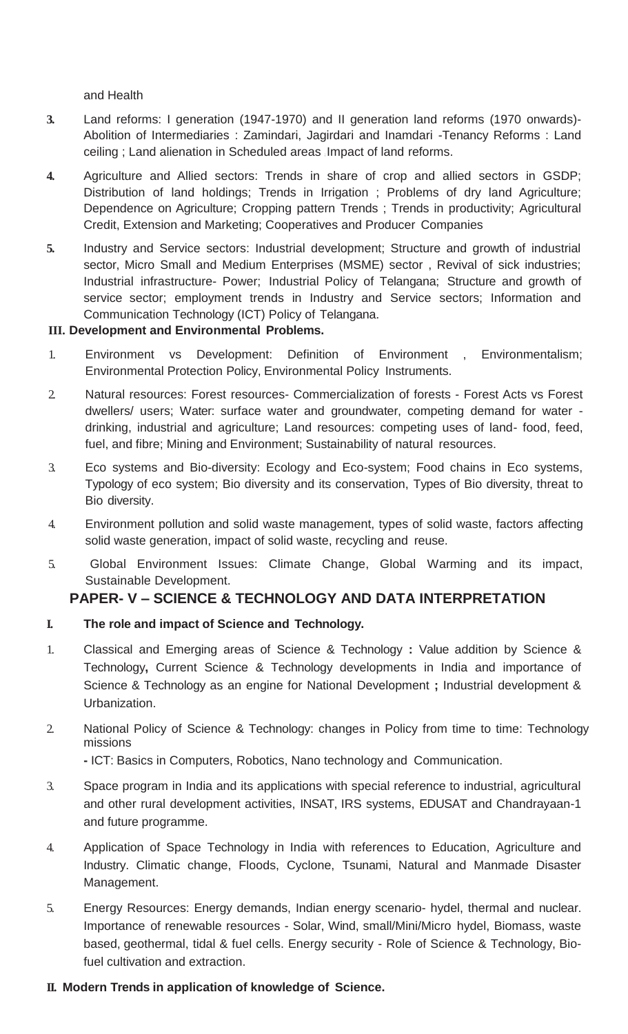and Health

3. Land reforms: I generation (1947-1970) and II generation land reforms (1970 onwards)- Abolition of Intermediaries : Zamindari, Jagirdari and Inamdari -Tenancy Reforms : Land ceiling ; Land alienation in Scheduled areas ,Impact of land reforms.

4. Agriculture and Allied sectors: Trends in share of crop and allied sectors in GSDP; Distribution of land holdings; Trends in Irrigation ; Problems of dry land Agriculture; Dependence on Agriculture; Cropping pattern Trends ; Trends in productivity; Agricultural Credit, Extension and Marketing; Cooperatives and Producer Companies

5. Industry and Service sectors: Industrial development; Structure and growth of industrial sector, Micro Small and Medium Enterprises (MSME) sector , Revival of sick industries; Industrial infrastructure- Power; Industrial Policy of Telangana; Structure and growth of service sector; employment trends in Industry and Service sectors; Information and Communication Technology (ICT) Policy of Telangana.

**III. Development and Environmental Problems.**

1. Environment vs Development: Definition of Environment , Environmentalism; Environmental Protection Policy, Environmental Policy Instruments.

2. Natural resources: Forest resources- Commercialization of forests - Forest Acts vs Forest dwellers/ users; Water: surface water and groundwater, competing demand for water - drinking, industrial and agriculture; Land resources: competing uses of land- food, feed, fuel, and fibre; Mining and Environment; Sustainability of natural resources.

3. Eco systems and Bio-diversity: Ecology and Eco-system; Food chains in Eco systems, Typology of eco system; Bio diversity and its conservation, Types of Bio diversity, threat to Bio diversity.

4. Environment pollution and solid waste management, types of solid waste, factors affecting solid waste generation, impact of solid waste, recycling and reuse.

5. Global Environment Issues: Climate Change, Global Warming and its impact, Sustainable Development.

## PAPER- V – SCIENCE & TECHNOLOGY AND DATA INTERPRETATION

**I. The role and impact of Science and Technology.**

1. Classical and Emerging areas of Science & Technology **:** Value addition by Science & Technology**,** Current Science & Technology developments in India and importance of Science & Technology as an engine for National Development **;** Industrial development & Urbanization.

2. National Policy of Science & Technology: changes in Policy from time to time: Technology missions

   **-** ICT: Basics in Computers, Robotics, Nano technology and Communication.

3. Space program in India and its applications with special reference to industrial, agricultural and other rural development activities, INSAT, IRS systems, EDUSAT and Chandrayaan-1 and future programme.

4. Application of Space Technology in India with references to Education, Agriculture and Industry. Climatic change, Floods, Cyclone, Tsunami, Natural and Manmade Disaster Management.

5. Energy Resources: Energy demands, Indian energy scenario- hydel, thermal and nuclear. Importance of renewable resources - Solar, Wind, small/Mini/Micro hydel, Biomass, waste based, geothermal, tidal & fuel cells. Energy security - Role of Science & Technology, Bio-fuel cultivation and extraction.

**II. Modern Trends in application of knowledge of Science.**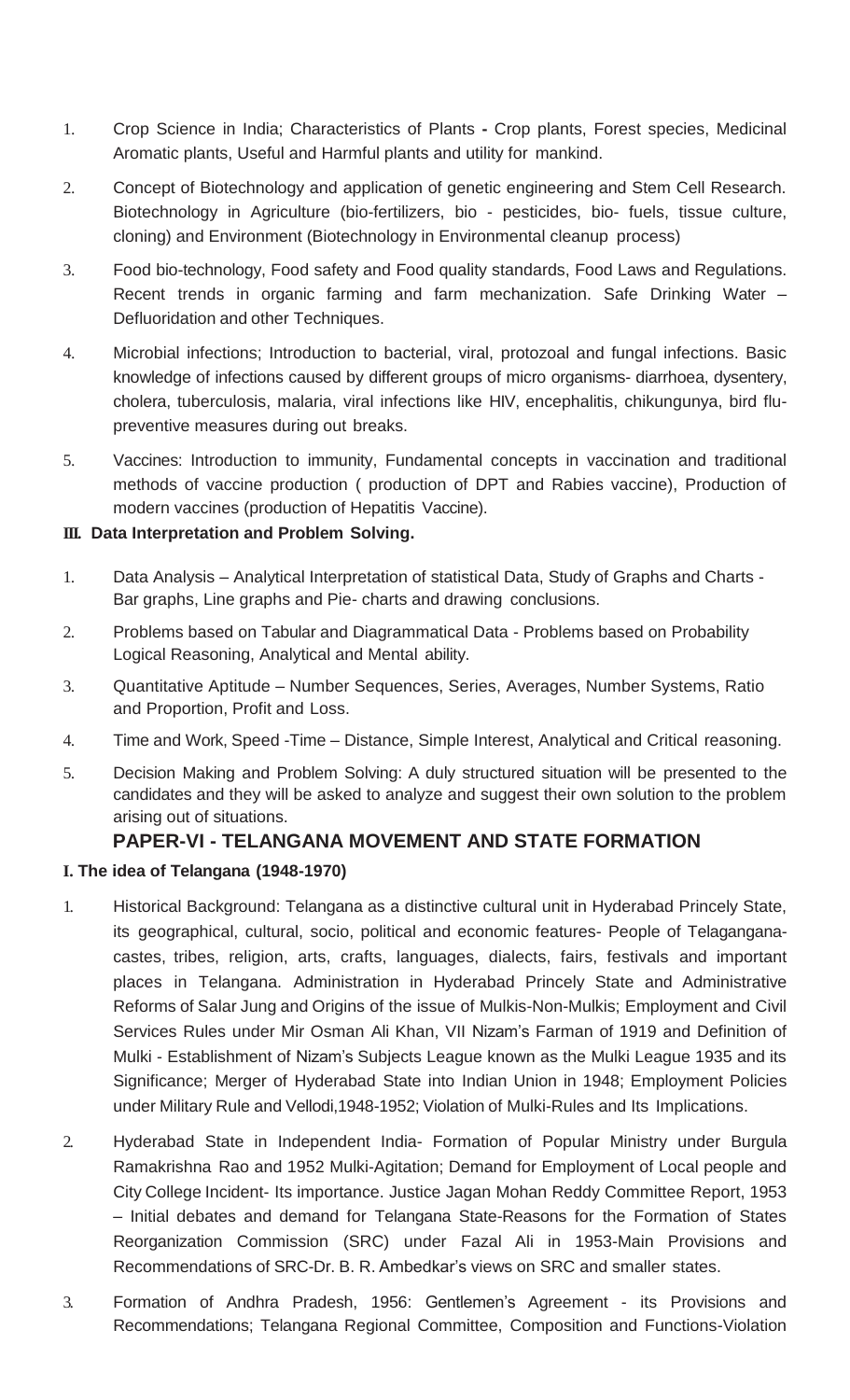1. Crop Science in India; Characteristics of Plants - Crop plants, Forest species, Medicinal Aromatic plants, Useful and Harmful plants and utility for mankind.

2. Concept of Biotechnology and application of genetic engineering and Stem Cell Research. Biotechnology in Agriculture (bio-fertilizers, bio - pesticides, bio- fuels, tissue culture, cloning) and Environment (Biotechnology in Environmental cleanup process)

3. Food bio-technology, Food safety and Food quality standards, Food Laws and Regulations. Recent trends in organic farming and farm mechanization. Safe Drinking Water – Defluoridation and other Techniques.

4. Microbial infections; Introduction to bacterial, viral, protozoal and fungal infections. Basic knowledge of infections caused by different groups of micro organisms- diarrhoea, dysentery, cholera, tuberculosis, malaria, viral infections like HIV, encephalitis, chikungunya, bird flu- preventive measures during out breaks.

5. Vaccines: Introduction to immunity, Fundamental concepts in vaccination and traditional methods of vaccine production ( production of DPT and Rabies vaccine), Production of modern vaccines (production of Hepatitis Vaccine).

**III. Data Interpretation and Problem Solving.**

1. Data Analysis – Analytical Interpretation of statistical Data, Study of Graphs and Charts - Bar graphs, Line graphs and Pie- charts and drawing conclusions.

2. Problems based on Tabular and Diagrammatical Data - Problems based on Probability Logical Reasoning, Analytical and Mental ability.

3. Quantitative Aptitude – Number Sequences, Series, Averages, Number Systems, Ratio and Proportion, Profit and Loss.

4. Time and Work, Speed -Time – Distance, Simple Interest, Analytical and Critical reasoning.

5. Decision Making and Problem Solving: A duly structured situation will be presented to the candidates and they will be asked to analyze and suggest their own solution to the problem arising out of situations.

## PAPER-VI - TELANGANA MOVEMENT AND STATE FORMATION

**I. The idea of Telangana (1948-1970)**

1. Historical Background: Telangana as a distinctive cultural unit in Hyderabad Princely State, its geographical, cultural, socio, political and economic features- People of Telagangana- castes, tribes, religion, arts, crafts, languages, dialects, fairs, festivals and important places in Telangana. Administration in Hyderabad Princely State and Administrative Reforms of Salar Jung and Origins of the issue of Mulkis-Non-Mulkis; Employment and Civil Services Rules under Mir Osman Ali Khan, VII Nizam's Farman of 1919 and Definition of Mulki - Establishment of Nizam's Subjects League known as the Mulki League 1935 and its Significance; Merger of Hyderabad State into Indian Union in 1948; Employment Policies under Military Rule and Vellodi,1948-1952; Violation of Mulki-Rules and Its Implications.

2. Hyderabad State in Independent India- Formation of Popular Ministry under Burgula Ramakrishna Rao and 1952 Mulki-Agitation; Demand for Employment of Local people and City College Incident- Its importance. Justice Jagan Mohan Reddy Committee Report, 1953 – Initial debates and demand for Telangana State-Reasons for the Formation of States Reorganization Commission (SRC) under Fazal Ali in 1953-Main Provisions and Recommendations of SRC-Dr. B. R. Ambedkar's views on SRC and smaller states.

3. Formation of Andhra Pradesh, 1956: Gentlemen's Agreement - its Provisions and Recommendations; Telangana Regional Committee, Composition and Functions-Violation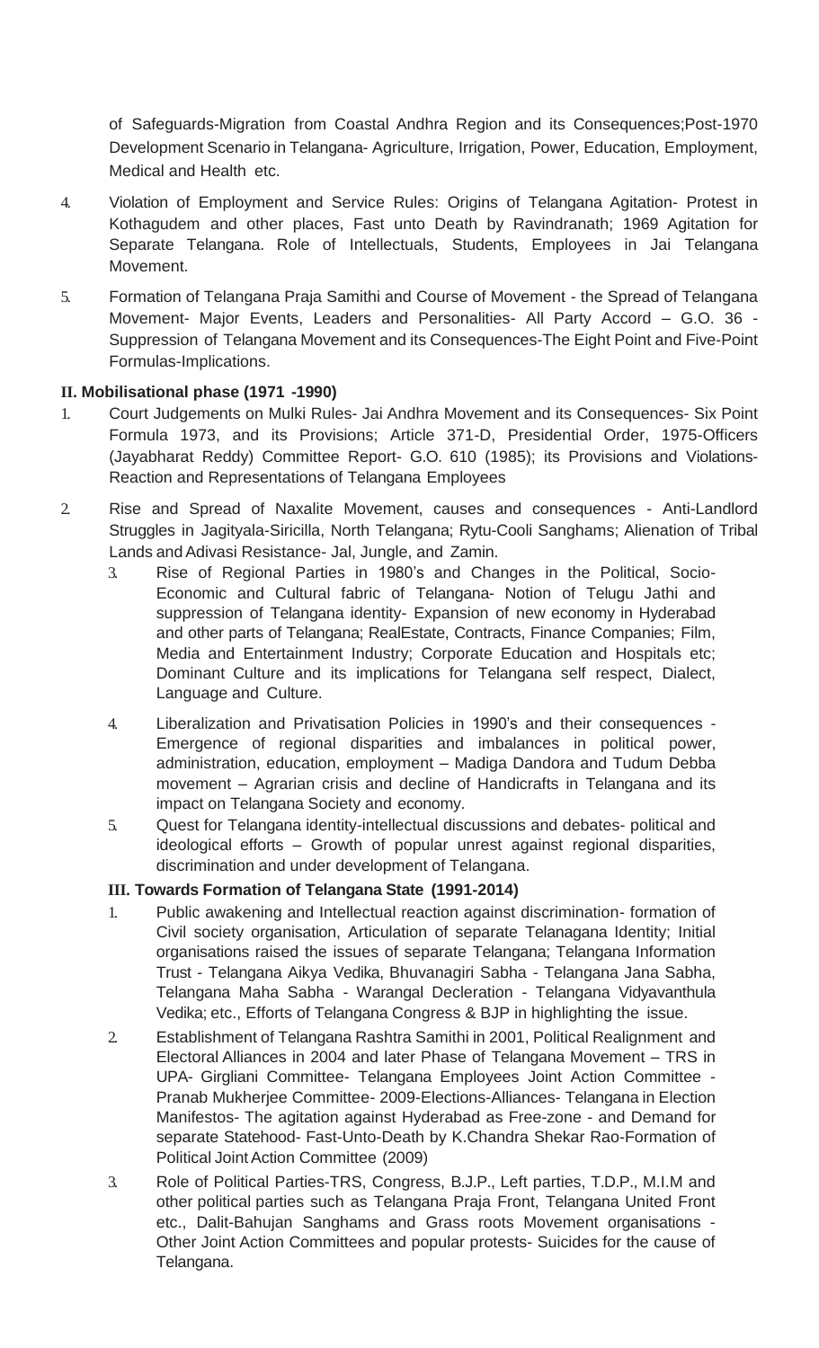of Safeguards-Migration from Coastal Andhra Region and its Consequences;Post-1970 Development Scenario in Telangana- Agriculture, Irrigation, Power, Education, Employment, Medical and Health etc.

4. Violation of Employment and Service Rules: Origins of Telangana Agitation- Protest in Kothagudem and other places, Fast unto Death by Ravindranath; 1969 Agitation for Separate Telangana. Role of Intellectuals, Students, Employees in Jai Telangana Movement.

5. Formation of Telangana Praja Samithi and Course of Movement - the Spread of Telangana Movement- Major Events, Leaders and Personalities- All Party Accord – G.O. 36 - Suppression of Telangana Movement and its Consequences-The Eight Point and Five-Point Formulas-Implications.

**II. Mobilisational phase (1971 -1990)**

1. Court Judgements on Mulki Rules- Jai Andhra Movement and its Consequences- Six Point Formula 1973, and its Provisions; Article 371-D, Presidential Order, 1975-Officers (Jayabharat Reddy) Committee Report- G.O. 610 (1985); its Provisions and Violations-Reaction and Representations of Telangana Employees

2. Rise and Spread of Naxalite Movement, causes and consequences - Anti-Landlord Struggles in Jagityala-Siricilla, North Telangana; Rytu-Cooli Sanghams; Alienation of Tribal Lands and Adivasi Resistance- Jal, Jungle, and Zamin.

3. Rise of Regional Parties in 1980's and Changes in the Political, Socio-Economic and Cultural fabric of Telangana- Notion of Telugu Jathi and suppression of Telangana identity- Expansion of new economy in Hyderabad and other parts of Telangana; RealEstate, Contracts, Finance Companies; Film, Media and Entertainment Industry; Corporate Education and Hospitals etc; Dominant Culture and its implications for Telangana self respect, Dialect, Language and Culture.

4. Liberalization and Privatisation Policies in 1990's and their consequences - Emergence of regional disparities and imbalances in political power, administration, education, employment – Madiga Dandora and Tudum Debba movement – Agrarian crisis and decline of Handicrafts in Telangana and its impact on Telangana Society and economy.

5. Quest for Telangana identity-intellectual discussions and debates- political and ideological efforts – Growth of popular unrest against regional disparities, discrimination and under development of Telangana.

**III. Towards Formation of Telangana State (1991-2014)**

1. Public awakening and Intellectual reaction against discrimination- formation of Civil society organisation, Articulation of separate Telanagana Identity; Initial organisations raised the issues of separate Telangana; Telangana Information Trust - Telangana Aikya Vedika, Bhuvanagiri Sabha - Telangana Jana Sabha, Telangana Maha Sabha - Warangal Decleration - Telangana Vidyavanthula Vedika; etc., Efforts of Telangana Congress & BJP in highlighting the issue.

2. Establishment of Telangana Rashtra Samithi in 2001, Political Realignment and Electoral Alliances in 2004 and later Phase of Telangana Movement – TRS in UPA- Girgliani Committee- Telangana Employees Joint Action Committee - Pranab Mukherjee Committee- 2009-Elections-Alliances- Telangana in Election Manifestos- The agitation against Hyderabad as Free-zone - and Demand for separate Statehood- Fast-Unto-Death by K.Chandra Shekar Rao-Formation of Political Joint Action Committee (2009)

3. Role of Political Parties-TRS, Congress, B.J.P., Left parties, T.D.P., M.I.M and other political parties such as Telangana Praja Front, Telangana United Front etc., Dalit-Bahujan Sanghams and Grass roots Movement organisations - Other Joint Action Committees and popular protests- Suicides for the cause of Telangana.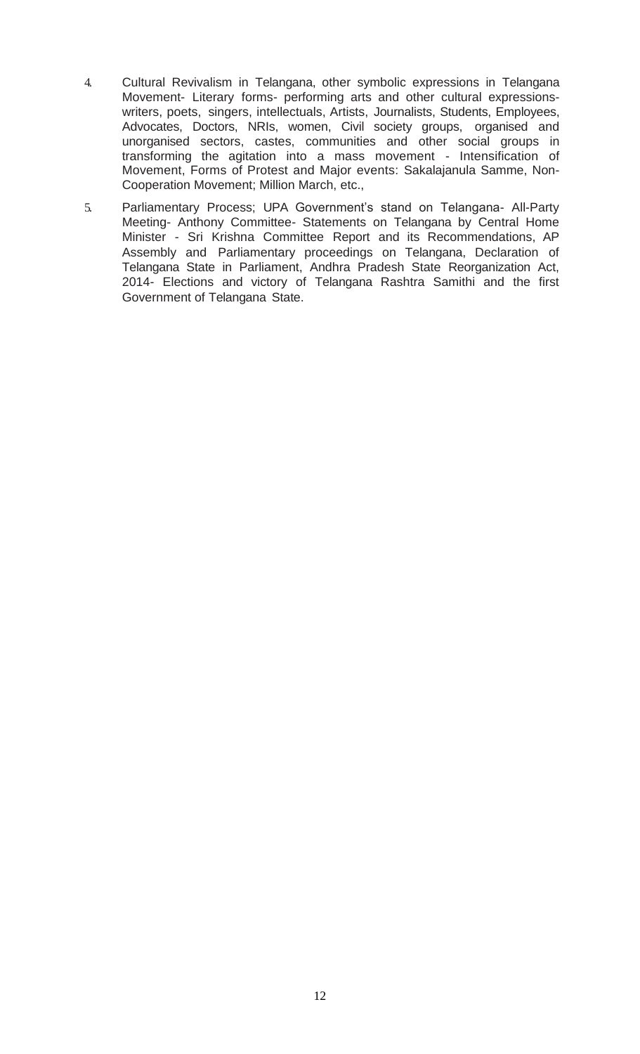4. Cultural Revivalism in Telangana, other symbolic expressions in Telangana Movement- Literary forms- performing arts and other cultural expressions- writers, poets, singers, intellectuals, Artists, Journalists, Students, Employees, Advocates, Doctors, NRIs, women, Civil society groups, organised and unorganised sectors, castes, communities and other social groups in transforming the agitation into a mass movement - Intensification of Movement, Forms of Protest and Major events: Sakalajanula Samme, Non-Cooperation Movement; Million March, etc.,

5. Parliamentary Process; UPA Government's stand on Telangana- All-Party Meeting- Anthony Committee- Statements on Telangana by Central Home Minister - Sri Krishna Committee Report and its Recommendations, AP Assembly and Parliamentary proceedings on Telangana, Declaration of Telangana State in Parliament, Andhra Pradesh State Reorganization Act, 2014- Elections and victory of Telangana Rashtra Samithi and the first Government of Telangana State.